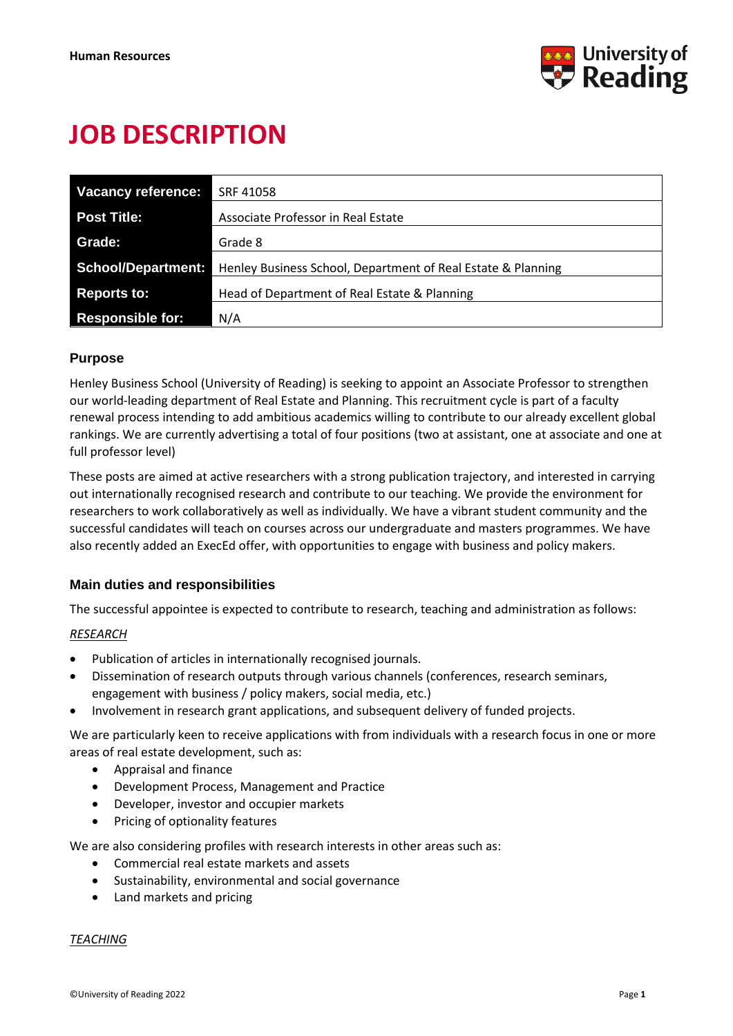Human Resources

# JOB DESCRIPTION

| | |
|---|---|
| **Vacancy reference:** | SRF 41058 |
| **Post Title:** | Associate Professor in Real Estate |
| **Grade:** | Grade 8 |
| **School/Department:** | Henley Business School, Department of Real Estate & Planning |
| **Reports to:** | Head of Department of Real Estate & Planning |
| **Responsible for:** | N/A |

## Purpose

Henley Business School (University of Reading) is seeking to appoint an Associate Professor to strengthen our world-leading department of Real Estate and Planning. This recruitment cycle is part of a faculty renewal process intending to add ambitious academics willing to contribute to our already excellent global rankings. We are currently advertising a total of four positions (two at assistant, one at associate and one at full professor level)

These posts are aimed at active researchers with a strong publication trajectory, and interested in carrying out internationally recognised research and contribute to our teaching. We provide the environment for researchers to work collaboratively as well as individually. We have a vibrant student community and the successful candidates will teach on courses across our undergraduate and masters programmes. We have also recently added an ExecEd offer, with opportunities to engage with business and policy makers.

## Main duties and responsibilities

The successful appointee is expected to contribute to research, teaching and administration as follows:

*RESEARCH*

- Publication of articles in internationally recognised journals.
- Dissemination of research outputs through various channels (conferences, research seminars, engagement with business / policy makers, social media, etc.)
- Involvement in research grant applications, and subsequent delivery of funded projects.

We are particularly keen to receive applications with from individuals with a research focus in one or more areas of real estate development, such as:

- Appraisal and finance
- Development Process, Management and Practice
- Developer, investor and occupier markets
- Pricing of optionality features

We are also considering profiles with research interests in other areas such as:

- Commercial real estate markets and assets
- Sustainability, environmental and social governance
- Land markets and pricing

*TEACHING*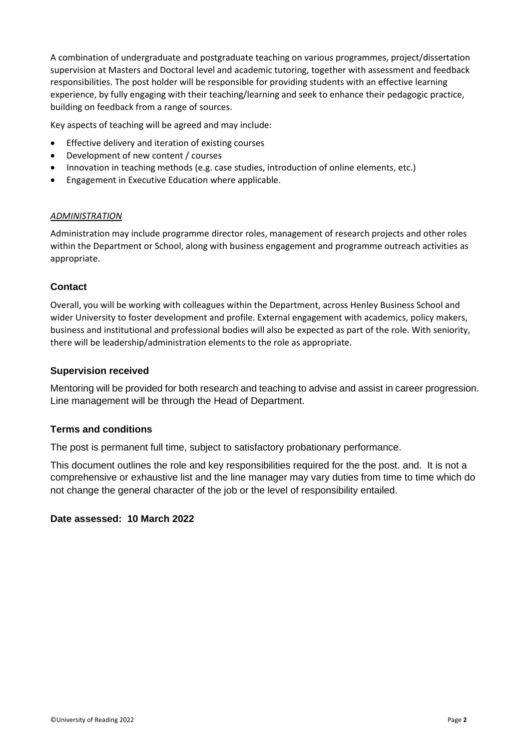A combination of undergraduate and postgraduate teaching on various programmes, project/dissertation supervision at Masters and Doctoral level and academic tutoring, together with assessment and feedback responsibilities. The post holder will be responsible for providing students with an effective learning experience, by fully engaging with their teaching/learning and seek to enhance their pedagogic practice, building on feedback from a range of sources.

Key aspects of teaching will be agreed and may include:

- Effective delivery and iteration of existing courses
- Development of new content / courses
- Innovation in teaching methods (e.g. case studies, introduction of online elements, etc.)
- Engagement in Executive Education where applicable.

*ADMINISTRATION*

Administration may include programme director roles, management of research projects and other roles within the Department or School, along with business engagement and programme outreach activities as appropriate.

### Contact

Overall, you will be working with colleagues within the Department, across Henley Business School and wider University to foster development and profile. External engagement with academics, policy makers, business and institutional and professional bodies will also be expected as part of the role. With seniority, there will be leadership/administration elements to the role as appropriate.

### Supervision received

Mentoring will be provided for both research and teaching to advise and assist in career progression. Line management will be through the Head of Department.

### Terms and conditions

The post is permanent full time, subject to satisfactory probationary performance.

This document outlines the role and key responsibilities required for the the post. and. It is not a comprehensive or exhaustive list and the line manager may vary duties from time to time which do not change the general character of the job or the level of responsibility entailed.

**Date assessed: 10 March 2022**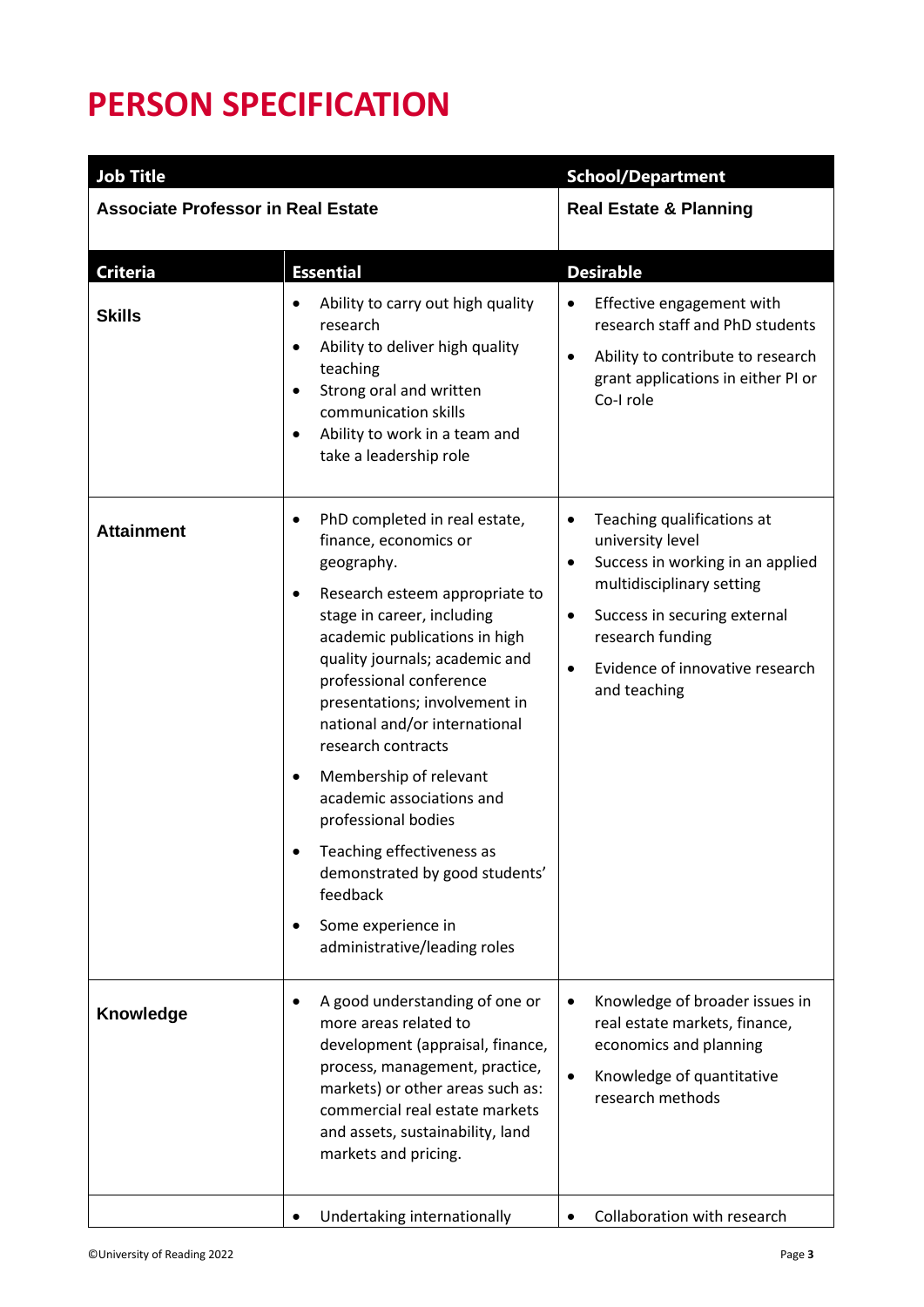# PERSON SPECIFICATION

| Job Title | | School/Department |
|---|---|---|
| **Associate Professor in Real Estate** | | **Real Estate & Planning** |

| Criteria | Essential | Desirable |
|---|---|---|
| **Skills** | • Ability to carry out high quality research<br>• Ability to deliver high quality teaching<br>• Strong oral and written communication skills<br>• Ability to work in a team and take a leadership role | • Effective engagement with research staff and PhD students<br>• Ability to contribute to research grant applications in either PI or Co-I role |
| **Attainment** | • PhD completed in real estate, finance, economics or geography.<br>• Research esteem appropriate to stage in career, including academic publications in high quality journals; academic and professional conference presentations; involvement in national and/or international research contracts<br>• Membership of relevant academic associations and professional bodies<br>• Teaching effectiveness as demonstrated by good students' feedback<br>• Some experience in administrative/leading roles | • Teaching qualifications at university level<br>• Success in working in an applied multidisciplinary setting<br>• Success in securing external research funding<br>• Evidence of innovative research and teaching |
| **Knowledge** | • A good understanding of one or more areas related to development (appraisal, finance, process, management, practice, markets) or other areas such as: commercial real estate markets and assets, sustainability, land markets and pricing. | • Knowledge of broader issues in real estate markets, finance, economics and planning<br>• Knowledge of quantitative research methods |
| | • Undertaking internationally | • Collaboration with research |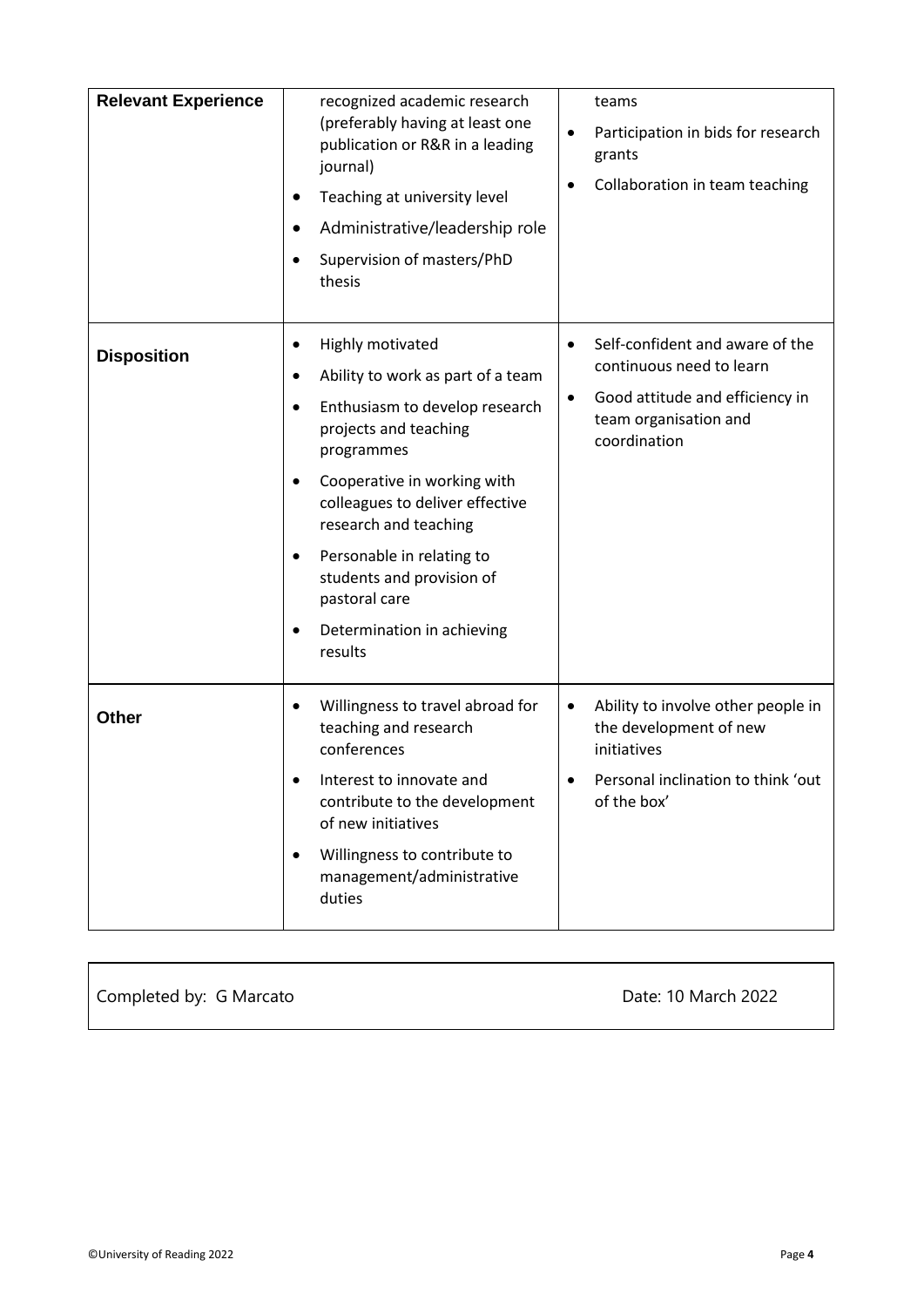| | | |
|---|---|---|
| **Relevant Experience** | recognized academic research (preferably having at least one publication or R&R in a leading journal)<br>• Teaching at university level<br>• Administrative/leadership role<br>• Supervision of masters/PhD thesis | teams<br>• Participation in bids for research grants<br>• Collaboration in team teaching |
| **Disposition** | • Highly motivated<br>• Ability to work as part of a team<br>• Enthusiasm to develop research projects and teaching programmes<br>• Cooperative in working with colleagues to deliver effective research and teaching<br>• Personable in relating to students and provision of pastoral care<br>• Determination in achieving results | • Self-confident and aware of the continuous need to learn<br>• Good attitude and efficiency in team organisation and coordination |
| **Other** | • Willingness to travel abroad for teaching and research conferences<br>• Interest to innovate and contribute to the development of new initiatives<br>• Willingness to contribute to management/administrative duties | • Ability to involve other people in the development of new initiatives<br>• Personal inclination to think 'out of the box' |

Completed by: G Marcato    Date: 10 March 2022